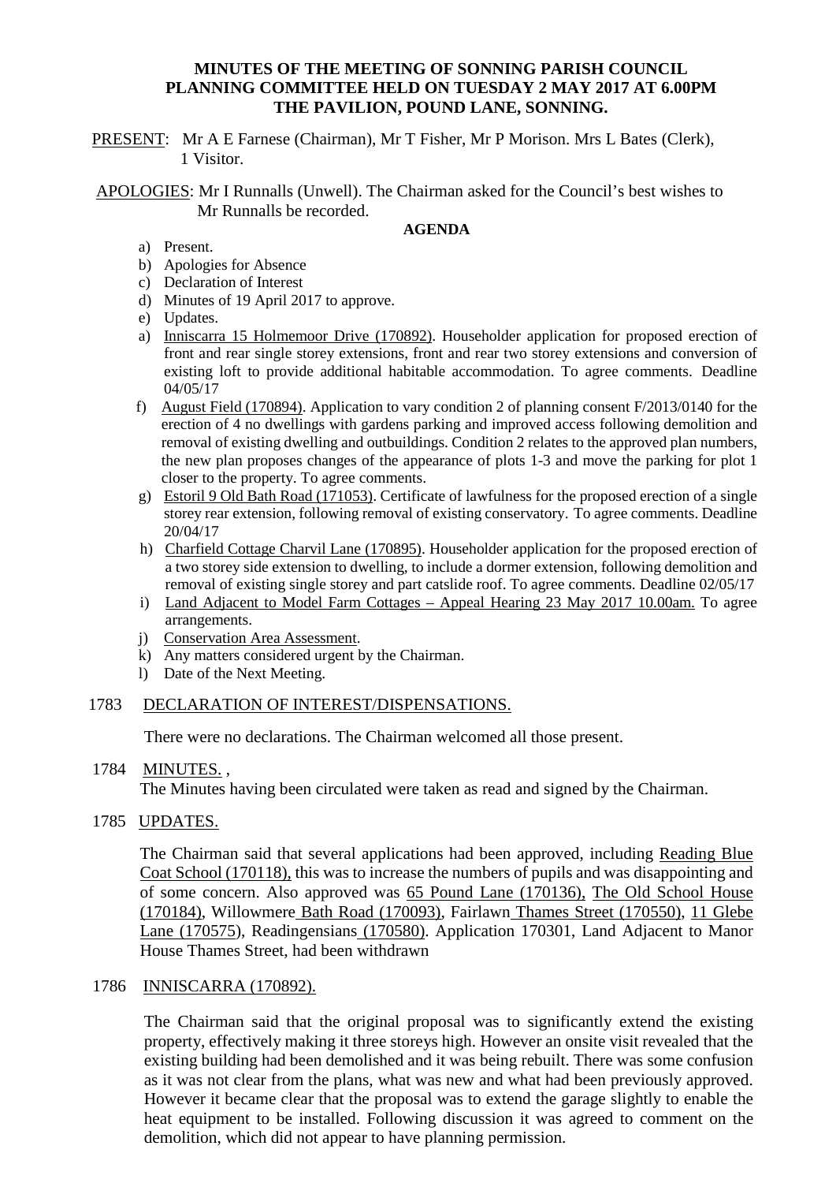**MINUTES OF THE MEETING OF SONNING PARISH COUNCIL PLANNING COMMITTEE HELD ON TUESDAY 2 MAY 2017 AT 6.00PM THE PAVILION, POUND LANE, SONNING.**

PRESENT: Mr A E Farnese (Chairman), Mr T Fisher, Mr P Morison. Mrs L Bates (Clerk), 1 Visitor.

APOLOGIES: Mr I Runnalls (Unwell). The Chairman asked for the Council's best wishes to Mr Runnalls be recorded.

**AGENDA**

a) Present.
b) Apologies for Absence
c) Declaration of Interest
d) Minutes of 19 April 2017 to approve.
e) Updates.
a) Inniscarra 15 Holmemoor Drive (170892). Householder application for proposed erection of front and rear single storey extensions, front and rear two storey extensions and conversion of existing loft to provide additional habitable accommodation. To agree comments. Deadline 04/05/17
f) August Field (170894). Application to vary condition 2 of planning consent F/2013/0140 for the erection of 4 no dwellings with gardens parking and improved access following demolition and removal of existing dwelling and outbuildings. Condition 2 relates to the approved plan numbers, the new plan proposes changes of the appearance of plots 1-3 and move the parking for plot 1 closer to the property. To agree comments.
g) Estoril 9 Old Bath Road (171053). Certificate of lawfulness for the proposed erection of a single storey rear extension, following removal of existing conservatory. To agree comments. Deadline 20/04/17
h) Charfield Cottage Charvil Lane (170895). Householder application for the proposed erection of a two storey side extension to dwelling, to include a dormer extension, following demolition and removal of existing single storey and part catslide roof. To agree comments. Deadline 02/05/17
i) Land Adjacent to Model Farm Cottages – Appeal Hearing 23 May 2017 10.00am. To agree arrangements.
j) Conservation Area Assessment.
k) Any matters considered urgent by the Chairman.
l) Date of the Next Meeting.

1783 DECLARATION OF INTEREST/DISPENSATIONS.

There were no declarations. The Chairman welcomed all those present.

1784 MINUTES. ,

The Minutes having been circulated were taken as read and signed by the Chairman.

1785 UPDATES.

The Chairman said that several applications had been approved, including Reading Blue Coat School (170118), this was to increase the numbers of pupils and was disappointing and of some concern. Also approved was 65 Pound Lane (170136), The Old School House (170184), Willowmere Bath Road (170093), Fairlawn Thames Street (170550), 11 Glebe Lane (170575), Readingensians (170580). Application 170301, Land Adjacent to Manor House Thames Street, had been withdrawn

1786 INNISCARRA (170892).

The Chairman said that the original proposal was to significantly extend the existing property, effectively making it three storeys high. However an onsite visit revealed that the existing building had been demolished and it was being rebuilt. There was some confusion as it was not clear from the plans, what was new and what had been previously approved. However it became clear that the proposal was to extend the garage slightly to enable the heat equipment to be installed. Following discussion it was agreed to comment on the demolition, which did not appear to have planning permission.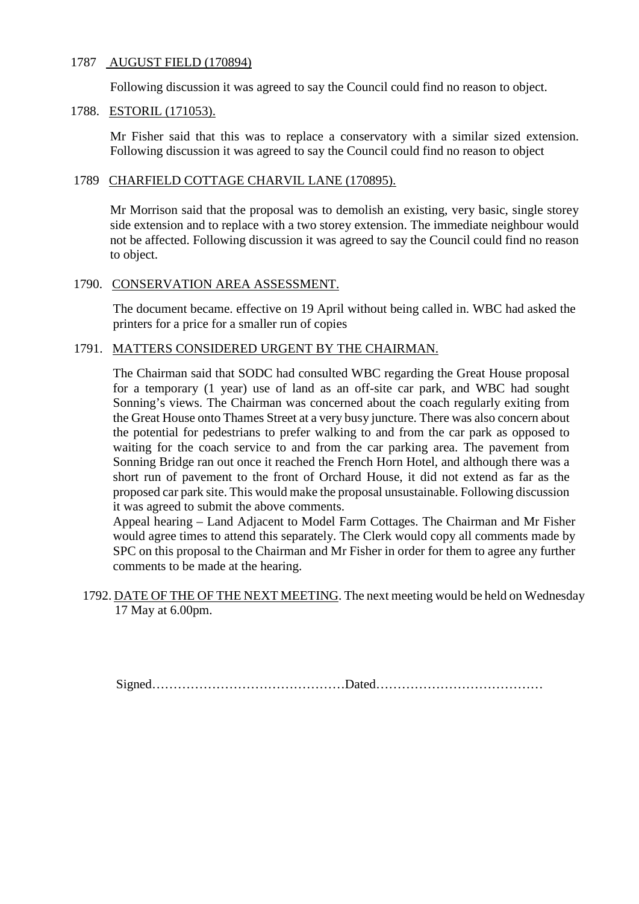1787 AUGUST FIELD (170894)

Following discussion it was agreed to say the Council could find no reason to object.

1788. ESTORIL (171053).

Mr Fisher said that this was to replace a conservatory with a similar sized extension. Following discussion it was agreed to say the Council could find no reason to object

1789 CHARFIELD COTTAGE CHARVIL LANE (170895).

Mr Morrison said that the proposal was to demolish an existing, very basic, single storey side extension and to replace with a two storey extension. The immediate neighbour would not be affected. Following discussion it was agreed to say the Council could find no reason to object.

1790. CONSERVATION AREA ASSESSMENT.

The document became. effective on 19 April without being called in. WBC had asked the printers for a price for a smaller run of copies

1791. MATTERS CONSIDERED URGENT BY THE CHAIRMAN.

The Chairman said that SODC had consulted WBC regarding the Great House proposal for a temporary (1 year) use of land as an off-site car park, and WBC had sought Sonning's views. The Chairman was concerned about the coach regularly exiting from the Great House onto Thames Street at a very busy juncture. There was also concern about the potential for pedestrians to prefer walking to and from the car park as opposed to waiting for the coach service to and from the car parking area. The pavement from Sonning Bridge ran out once it reached the French Horn Hotel, and although there was a short run of pavement to the front of Orchard House, it did not extend as far as the proposed car park site. This would make the proposal unsustainable. Following discussion it was agreed to submit the above comments.

Appeal hearing – Land Adjacent to Model Farm Cottages. The Chairman and Mr Fisher would agree times to attend this separately. The Clerk would copy all comments made by SPC on this proposal to the Chairman and Mr Fisher in order for them to agree any further comments to be made at the hearing.

1792. DATE OF THE OF THE NEXT MEETING. The next meeting would be held on Wednesday 17 May at 6.00pm.

Signed………………………………………Dated…………………………………